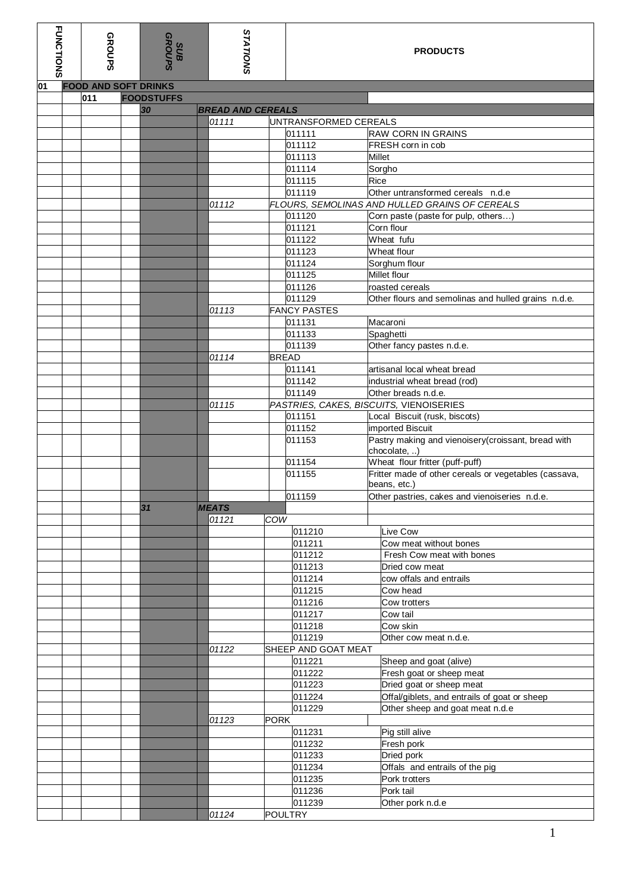| FUNCTIONS | GROUPS | SUB GROUPS | STATIONS | | PRODUCTS |
|---|---|---|---|---|---|
| 01 | **FOOD AND SOFT DRINKS** | | | | |
| | 011 | **FOODSTUFFS** | | | |
| | | 30 | ***BREAD AND CEREALS*** | | |
| | | | *01111* | UNTRANSFORMED CEREALS | |
| | | | | 011111 | RAW CORN IN GRAINS |
| | | | | 011112 | FRESH corn in cob |
| | | | | 011113 | Millet |
| | | | | 011114 | Sorgho |
| | | | | 011115 | Rice |
| | | | | 011119 | Other untransformed cereals n.d.e |
| | | | *01112* | *FLOURS, SEMOLINAS AND HULLED GRAINS OF CEREALS* | |
| | | | | 011120 | Corn paste (paste for pulp, others…) |
| | | | | 011121 | Corn flour |
| | | | | 011122 | Wheat fufu |
| | | | | 011123 | Wheat flour |
| | | | | 011124 | Sorghum flour |
| | | | | 011125 | Millet flour |
| | | | | 011126 | roasted cereals |
| | | | | 011129 | Other flours and semolinas and hulled grains n.d.e. |
| | | | *01113* | FANCY PASTES | |
| | | | | 011131 | Macaroni |
| | | | | 011133 | Spaghetti |
| | | | | 011139 | Other fancy pastes n.d.e. |
| | | | *01114* | BREAD | |
| | | | | 011141 | artisanal local wheat bread |
| | | | | 011142 | industrial wheat bread (rod) |
| | | | | 011149 | Other breads n.d.e. |
| | | | *01115* | *PASTRIES, CAKES, BISCUITS,* VIENOISERIES | |
| | | | | 011151 | Local Biscuit (rusk, biscots) |
| | | | | 011152 | imported Biscuit |
| | | | | 011153 | Pastry making and vienoisery(croissant, bread with chocolate, ..) |
| | | | | 011154 | Wheat flour fritter (puff-puff) |
| | | | | 011155 | Fritter made of other cereals or vegetables (cassava, beans, etc.) |
| | | | | 011159 | Other pastries, cakes and vienoiseries n.d.e. |
| | | 31 | ***MEATS*** | | |
| | | | *01121* | *COW* | |
| | | | | 011210 | Live Cow |
| | | | | 011211 | Cow meat without bones |
| | | | | 011212 | Fresh Cow meat with bones |
| | | | | 011213 | Dried cow meat |
| | | | | 011214 | cow offals and entrails |
| | | | | 011215 | Cow head |
| | | | | 011216 | Cow trotters |
| | | | | 011217 | Cow tail |
| | | | | 011218 | Cow skin |
| | | | | 011219 | Other cow meat n.d.e. |
| | | | *01122* | SHEEP AND GOAT MEAT | |
| | | | | 011221 | Sheep and goat (alive) |
| | | | | 011222 | Fresh goat or sheep meat |
| | | | | 011223 | Dried goat or sheep meat |
| | | | | 011224 | Offal/giblets, and entrails of goat or sheep |
| | | | | 011229 | Other sheep and goat meat n.d.e |
| | | | *01123* | PORK | |
| | | | | 011231 | Pig still alive |
| | | | | 011232 | Fresh pork |
| | | | | 011233 | Dried pork |
| | | | | 011234 | Offals and entrails of the pig |
| | | | | 011235 | Pork trotters |
| | | | | 011236 | Pork tail |
| | | | | 011239 | Other pork n.d.e |
| | | | *01124* | POULTRY | |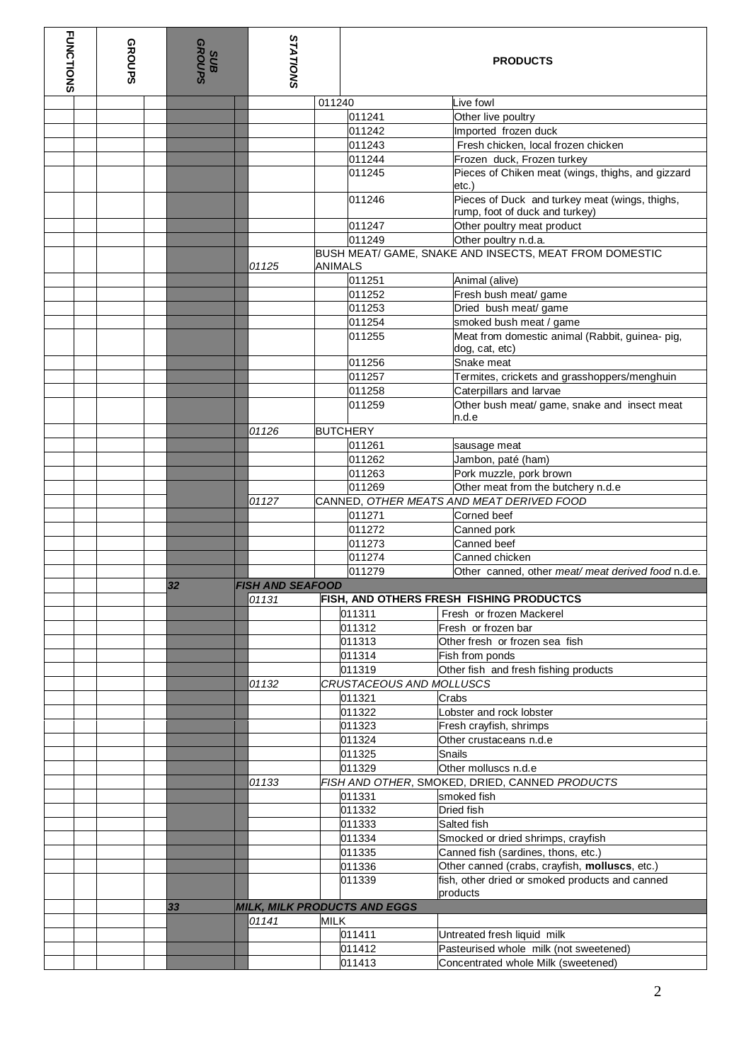| FUNCTIONS | GROUPS | SUB GROUPS | STATIONS | | PRODUCTS |
|---|---|---|---|---|---|
| | | | | 011240 | Live fowl |
| | | | | 011241 | Other live poultry |
| | | | | 011242 | Imported frozen duck |
| | | | | 011243 | Fresh chicken, local frozen chicken |
| | | | | 011244 | Frozen duck, Frozen turkey |
| | | | | 011245 | Pieces of Chiken meat (wings, thighs, and gizzard etc.) |
| | | | | 011246 | Pieces of Duck and turkey meat (wings, thighs, rump, foot of duck and turkey) |
| | | | | 011247 | Other poultry meat product |
| | | | | 011249 | Other poultry n.d.a. |
| | | | *01125* | BUSH MEAT/ GAME, SNAKE AND INSECTS, MEAT FROM DOMESTIC ANIMALS | |
| | | | | 011251 | Animal (alive) |
| | | | | 011252 | Fresh bush meat/ game |
| | | | | 011253 | Dried bush meat/ game |
| | | | | 011254 | smoked bush meat / game |
| | | | | 011255 | Meat from domestic animal (Rabbit, guinea- pig, dog, cat, etc) |
| | | | | 011256 | Snake meat |
| | | | | 011257 | Termites, crickets and grasshoppers/menghuin |
| | | | | 011258 | Caterpillars and larvae |
| | | | | 011259 | Other bush meat/ game, snake and insect meat n.d.e |
| | | | *01126* | BUTCHERY | |
| | | | | 011261 | sausage meat |
| | | | | 011262 | Jambon, paté (ham) |
| | | | | 011263 | Pork muzzle, pork brown |
| | | | | 011269 | Other meat from the butchery n.d.e |
| | | | *01127* | CANNED, *OTHER MEATS AND MEAT DERIVED FOOD* | |
| | | | | 011271 | Corned beef |
| | | | | 011272 | Canned pork |
| | | | | 011273 | Canned beef |
| | | | | 011274 | Canned chicken |
| | | | | 011279 | Other canned, other *meat/ meat derived food* n.d.e. |
| | | ***32*** | ***FISH AND SEAFOOD*** | | |
| | | | *01131* | **FISH, AND OTHERS FRESH FISHING PRODUCTCS** | |
| | | | | 011311 | Fresh or frozen Mackerel |
| | | | | 011312 | Fresh or frozen bar |
| | | | | 011313 | Other fresh or frozen sea fish |
| | | | | 011314 | Fish from ponds |
| | | | | 011319 | Other fish and fresh fishing products |
| | | | *01132* | *CRUSTACEOUS AND MOLLUSCS* | |
| | | | | 011321 | Crabs |
| | | | | 011322 | Lobster and rock lobster |
| | | | | 011323 | Fresh crayfish, shrimps |
| | | | | 011324 | Other crustaceans n.d.e |
| | | | | 011325 | Snails |
| | | | | 011329 | Other molluscs n.d.e |
| | | | *01133* | *FISH AND OTHER*, SMOKED, DRIED, CANNED *PRODUCTS* | |
| | | | | 011331 | smoked fish |
| | | | | 011332 | Dried fish |
| | | | | 011333 | Salted fish |
| | | | | 011334 | Smocked or dried shrimps, crayfish |
| | | | | 011335 | Canned fish (sardines, thons, etc.) |
| | | | | 011336 | Other canned (crabs, crayfish, **molluscs**, etc.) |
| | | | | 011339 | fish, other dried or smoked products and canned products |
| | | ***33*** | ***MILK, MILK PRODUCTS AND EGGS*** | | |
| | | | *01141* | MILK | |
| | | | | 011411 | Untreated fresh liquid milk |
| | | | | 011412 | Pasteurised whole milk (not sweetened) |
| | | | | 011413 | Concentrated whole Milk (sweetened) |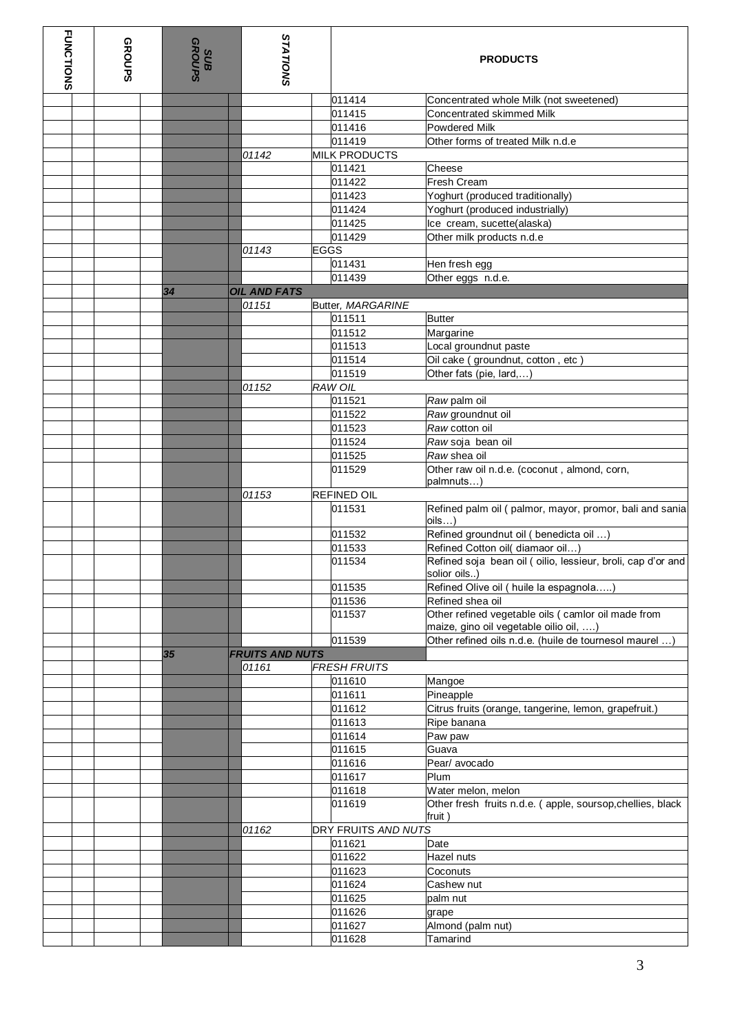| FUNCTIONS | GROUPS | SUB GROUPS | STATIONS | PRODUCTS | |
|---|---|---|---|---|---|
| | | | | 011414 | Concentrated whole Milk (not sweetened) |
| | | | | 011415 | Concentrated skimmed Milk |
| | | | | 011416 | Powdered Milk |
| | | | | 011419 | Other forms of treated Milk n.d.e |
| | | | *01142* | MILK PRODUCTS | |
| | | | | 011421 | Cheese |
| | | | | 011422 | Fresh Cream |
| | | | | 011423 | Yoghurt (produced traditionally) |
| | | | | 011424 | Yoghurt (produced industrially) |
| | | | | 011425 | Ice cream, sucette(alaska) |
| | | | | 011429 | Other milk products n.d.e |
| | | | *01143* | EGGS | |
| | | | | 011431 | Hen fresh egg |
| | | | | 011439 | Other eggs n.d.e. |
| | | ***34*** | ***OIL AND FATS*** | | |
| | | | *01151* | Butter, *MARGARINE* | |
| | | | | 011511 | Butter |
| | | | | 011512 | Margarine |
| | | | | 011513 | Local groundnut paste |
| | | | | 011514 | Oil cake ( groundnut, cotton , etc ) |
| | | | | 011519 | Other fats (pie, lard,…) |
| | | | *01152* | *RAW OIL* | |
| | | | | 011521 | *Raw* palm oil |
| | | | | 011522 | *Raw* groundnut oil |
| | | | | 011523 | *Raw* cotton oil |
| | | | | 011524 | *Raw* soja bean oil |
| | | | | 011525 | *Raw* shea oil |
| | | | | 011529 | Other raw oil n.d.e. (coconut , almond, corn, palmnuts…) |
| | | | *01153* | REFINED OIL | |
| | | | | 011531 | Refined palm oil ( palmor, mayor, promor, bali and sania oils…) |
| | | | | 011532 | Refined groundnut oil ( benedicta oil …) |
| | | | | 011533 | Refined Cotton oil( diamaor oil…) |
| | | | | 011534 | Refined soja bean oil ( oilio, lessieur, broli, cap d'or and solior oils..) |
| | | | | 011535 | Refined Olive oil ( huile la espagnola…..) |
| | | | | 011536 | Refined shea oil |
| | | | | 011537 | Other refined vegetable oils ( camlor oil made from maize, gino oil vegetable oilio oil, ….) |
| | | | | 011539 | Other refined oils n.d.e. (huile de tournesol maurel …) |
| | | ***35*** | ***FRUITS AND NUTS*** | | |
| | | | *01161* | *FRESH FRUITS* | |
| | | | | 011610 | Mangoe |
| | | | | 011611 | Pineapple |
| | | | | 011612 | Citrus fruits (orange, tangerine, lemon, grapefruit.) |
| | | | | 011613 | Ripe banana |
| | | | | 011614 | Paw paw |
| | | | | 011615 | Guava |
| | | | | 011616 | Pear/ avocado |
| | | | | 011617 | Plum |
| | | | | 011618 | Water melon, melon |
| | | | | 011619 | Other fresh fruits n.d.e. ( apple, soursop,chellies, black fruit ) |
| | | | *01162* | DRY FRUITS *AND NUTS* | |
| | | | | 011621 | Date |
| | | | | 011622 | Hazel nuts |
| | | | | 011623 | Coconuts |
| | | | | 011624 | Cashew nut |
| | | | | 011625 | palm nut |
| | | | | 011626 | grape |
| | | | | 011627 | Almond (palm nut) |
| | | | | 011628 | Tamarind |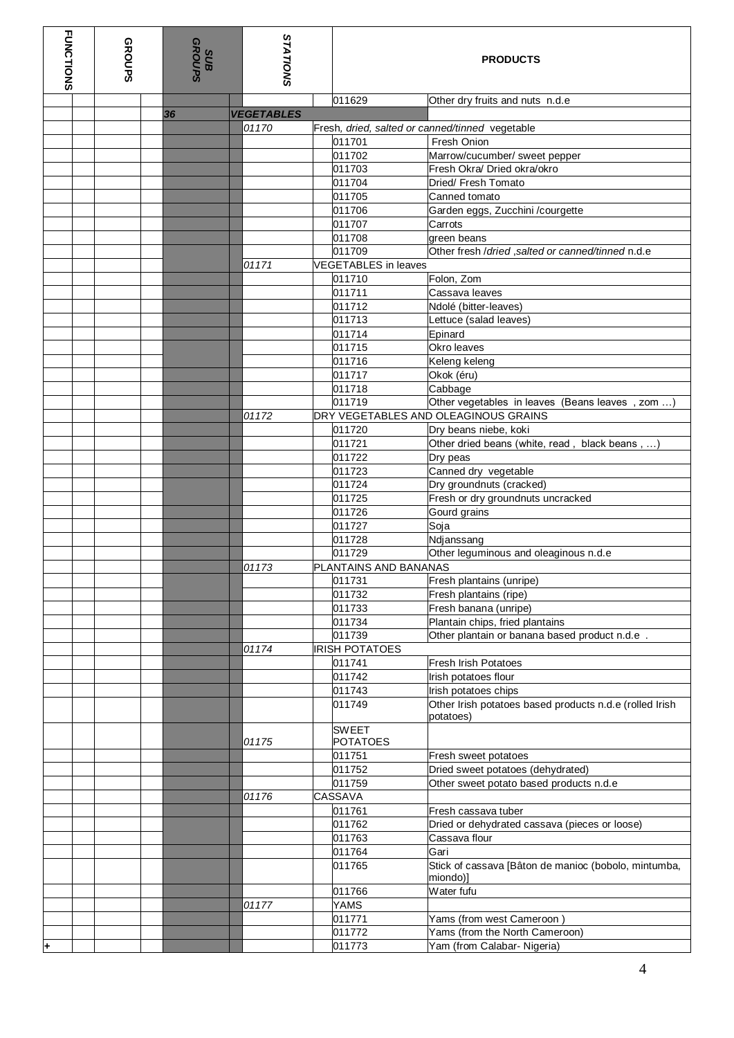| FUNCTIONS | GROUPS | SUB GROUPS | STATIONS | PRODUCTS | |
|---|---|---|---|---|---|
| | | | | 011629 | Other dry fruits and nuts n.d.e |
| | | *36* | ***VEGETABLES*** | | |
| | | | *01170* | Fresh, *dried, salted or canned/tinned* vegetable | |
| | | | | 011701 | Fresh Onion |
| | | | | 011702 | Marrow/cucumber/ sweet pepper |
| | | | | 011703 | Fresh Okra/ Dried okra/okro |
| | | | | 011704 | Dried/ Fresh Tomato |
| | | | | 011705 | Canned tomato |
| | | | | 011706 | Garden eggs, Zucchini /courgette |
| | | | | 011707 | Carrots |
| | | | | 011708 | green beans |
| | | | | 011709 | Other fresh /*dried ,salted or canned/tinned* n.d.e |
| | | | *01171* | VEGETABLES in leaves | |
| | | | | 011710 | Folon, Zom |
| | | | | 011711 | Cassava leaves |
| | | | | 011712 | Ndolé (bitter-leaves) |
| | | | | 011713 | Lettuce (salad leaves) |
| | | | | 011714 | Epinard |
| | | | | 011715 | Okro leaves |
| | | | | 011716 | Keleng keleng |
| | | | | 011717 | Okok (éru) |
| | | | | 011718 | Cabbage |
| | | | | 011719 | Other vegetables in leaves (Beans leaves , zom …) |
| | | | *01172* | DRY VEGETABLES AND OLEAGINOUS GRAINS | |
| | | | | 011720 | Dry beans niebe, koki |
| | | | | 011721 | Other dried beans (white, read , black beans , …) |
| | | | | 011722 | Dry peas |
| | | | | 011723 | Canned dry vegetable |
| | | | | 011724 | Dry groundnuts (cracked) |
| | | | | 011725 | Fresh or dry groundnuts uncracked |
| | | | | 011726 | Gourd grains |
| | | | | 011727 | Soja |
| | | | | 011728 | Ndjanssang |
| | | | | 011729 | Other leguminous and oleaginous n.d.e |
| | | | *01173* | PLANTAINS AND BANANAS | |
| | | | | 011731 | Fresh plantains (unripe) |
| | | | | 011732 | Fresh plantains (ripe) |
| | | | | 011733 | Fresh banana (unripe) |
| | | | | 011734 | Plantain chips, fried plantains |
| | | | | 011739 | Other plantain or banana based product n.d.e . |
| | | | *01174* | IRISH POTATOES | |
| | | | | 011741 | Fresh Irish Potatoes |
| | | | | 011742 | Irish potatoes flour |
| | | | | 011743 | Irish potatoes chips |
| | | | | 011749 | Other Irish potatoes based products n.d.e (rolled Irish potatoes) |
| | | | *01175* | SWEET POTATOES | |
| | | | | 011751 | Fresh sweet potatoes |
| | | | | 011752 | Dried sweet potatoes (dehydrated) |
| | | | | 011759 | Other sweet potato based products n.d.e |
| | | | *01176* | CASSAVA | |
| | | | | 011761 | Fresh cassava tuber |
| | | | | 011762 | Dried or dehydrated cassava (pieces or loose) |
| | | | | 011763 | Cassava flour |
| | | | | 011764 | Gari |
| | | | | 011765 | Stick of cassava [Bâton de manioc (bobolo, mintumba, miondo)] |
| | | | | 011766 | Water fufu |
| | | | *01177* | YAMS | |
| | | | | 011771 | Yams (from west Cameroon ) |
| | | | | 011772 | Yams (from the North Cameroon) |
| + | | | | 011773 | Yam (from Calabar- Nigeria) |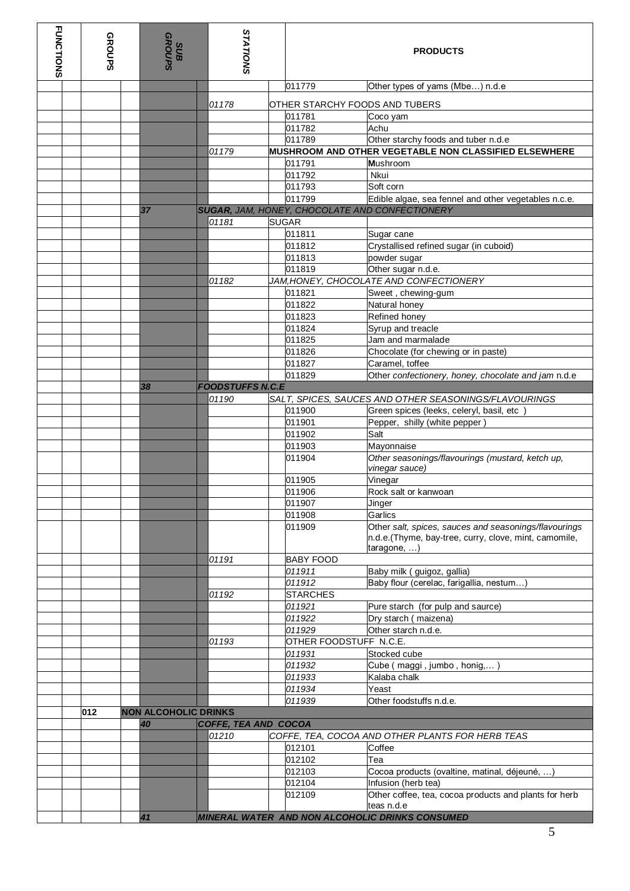| FUNCTIONS | GROUPS | SUB GROUPS | STATIONS | PRODUCTS | |
|---|---|---|---|---|---|
| | | | | 011779 | Other types of yams (Mbe…) n.d.e |
| | | | 01178 | OTHER STARCHY FOODS AND TUBERS | |
| | | | | 011781 | Coco yam |
| | | | | 011782 | Achu |
| | | | | 011789 | Other starchy foods and tuber n.d.e |
| | | | 01179 | **MUSHROOM AND OTHER VEGETABLE NON CLASSIFIED ELSEWHERE** | |
| | | | | 011791 | **M**ushroom |
| | | | | 011792 | Nkui |
| | | | | 011793 | Soft corn |
| | | | | 011799 | Edible algae, sea fennel and other vegetables n.c.e. |
| | | ***37*** | ***SUGAR,*** *JAM, HONEY, CHOCOLATE AND CONFECTIONERY* | | |
| | | | *01181* | SUGAR | |
| | | | | 011811 | Sugar cane |
| | | | | 011812 | Crystallised refined sugar (in cuboid) |
| | | | | 011813 | powder sugar |
| | | | | 011819 | Other sugar n.d.e. |
| | | | *01182* | *JAM,HONEY, CHOCOLATE AND CONFECTIONERY* | |
| | | | | 011821 | Sweet , chewing-gum |
| | | | | 011822 | Natural honey |
| | | | | 011823 | Refined honey |
| | | | | 011824 | Syrup and treacle |
| | | | | 011825 | Jam and marmalade |
| | | | | 011826 | Chocolate (for chewing or in paste) |
| | | | | 011827 | Caramel, toffee |
| | | | | 011829 | Other *confectionery, honey, chocolate and jam* n.d.e |
| | | ***38*** | ***FOODSTUFFS N.C.E*** | | |
| | | | *01190* | *SALT, SPICES, SAUCES AND OTHER SEASONINGS/FLAVOURINGS* | |
| | | | | 011900 | Green spices (leeks, celeryl, basil, etc ) |
| | | | | 011901 | Pepper, shilly (white pepper ) |
| | | | | 011902 | Salt |
| | | | | 011903 | Mayonnaise |
| | | | | 011904 | *Other seasonings/flavourings (mustard, ketch up, vinegar sauce)* |
| | | | | 011905 | Vinegar |
| | | | | 011906 | Rock salt or kanwoan |
| | | | | 011907 | Jinger |
| | | | | 011908 | Garlics |
| | | | | 011909 | Other *salt, spices, sauces and seasonings/flavourings* n.d.e.(Thyme, bay-tree, curry, clove, mint, camomile, taragone, …) |
| | | | *01191* | BABY FOOD | |
| | | | | *011911* | Baby milk ( guigoz, gallia) |
| | | | | *011912* | Baby flour (cerelac, farigallia, nestum…) |
| | | | *01192* | STARCHES | |
| | | | | *011921* | Pure starch (for pulp and saurce) |
| | | | | *011922* | Dry starch ( maizena) |
| | | | | *011929* | Other starch n.d.e. |
| | | | *01193* | OTHER FOODSTUFF N.C.E. | |
| | | | | *011931* | Stocked cube |
| | | | | *011932* | Cube ( maggi , jumbo , honig,… ) |
| | | | | *011933* | Kalaba chalk |
| | | | | *011934* | Yeast |
| | | | | *011939* | Other foodstuffs n.d.e. |
| | **012** | **NON ALCOHOLIC DRINKS** | | | |
| | | ***40*** | ***COFFE, TEA AND COCOA*** | | |
| | | | *01210* | *COFFE, TEA, COCOA AND OTHER PLANTS FOR HERB TEAS* | |
| | | | | 012101 | Coffee |
| | | | | 012102 | Tea |
| | | | | 012103 | Cocoa products (ovaltine, matinal, déjeuné, …) |
| | | | | 012104 | Infusion (herb tea) |
| | | | | 012109 | Other coffee, tea, cocoa products and plants for herb teas n.d.e |
| | | ***41*** | ***MINERAL WATER AND NON ALCOHOLIC DRINKS CONSUMED*** | | |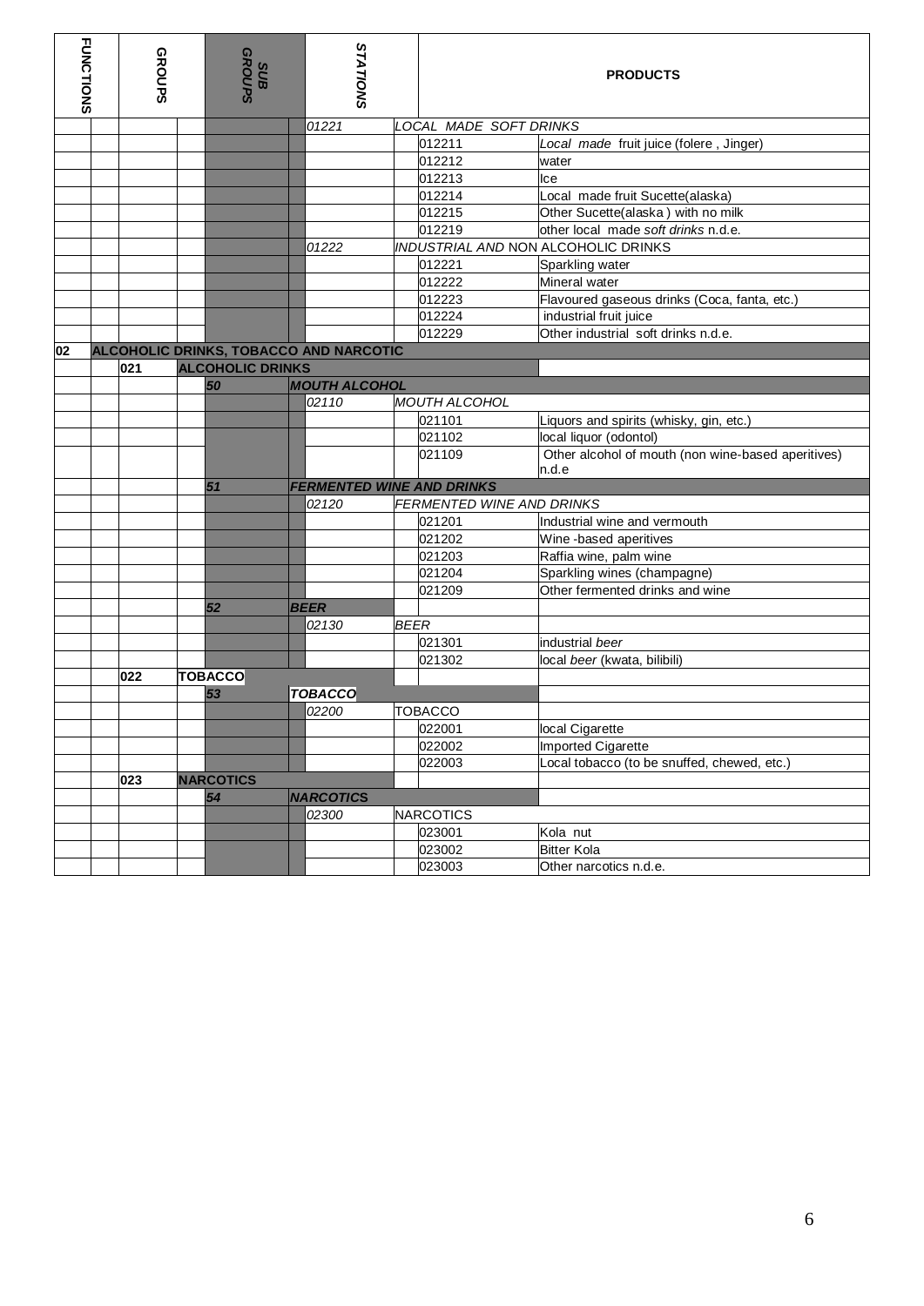| FUNCTIONS | GROUPS | SUB GROUPS | STATIONS | PRODUCTS | |
|---|---|---|---|---|---|
| | | | *01221* | *LOCAL MADE SOFT DRINKS* | |
| | | | | 012211 | *Local made* fruit juice (folere , Jinger) |
| | | | | 012212 | water |
| | | | | 012213 | Ice |
| | | | | 012214 | Local made fruit Sucette(alaska) |
| | | | | 012215 | Other Sucette(alaska ) with no milk |
| | | | | 012219 | other local made *soft drinks* n.d.e. |
| | | | *01222* | *INDUSTRIAL AND* NON ALCOHOLIC DRINKS | |
| | | | | 012221 | Sparkling water |
| | | | | 012222 | Mineral water |
| | | | | 012223 | Flavoured gaseous drinks (Coca, fanta, etc.) |
| | | | | 012224 | industrial fruit juice |
| | | | | 012229 | Other industrial soft drinks n.d.e. |
| **02** | **ALCOHOLIC DRINKS, TOBACCO AND NARCOTIC** | | | | |
| | **021** | **ALCOHOLIC DRINKS** | | | |
| | | ***50*** | ***MOUTH ALCOHOL*** | | |
| | | | *02110* | *MOUTH ALCOHOL* | |
| | | | | 021101 | Liquors and spirits (whisky, gin, etc.) |
| | | | | 021102 | local liquor (odontol) |
| | | | | 021109 | Other alcohol of mouth (non wine-based aperitives) n.d.e |
| | | ***51*** | ***FERMENTED WINE AND DRINKS*** | | |
| | | | *02120* | *FERMENTED WINE AND DRINKS* | |
| | | | | 021201 | Industrial wine and vermouth |
| | | | | 021202 | Wine -based aperitives |
| | | | | 021203 | Raffia wine, palm wine |
| | | | | 021204 | Sparkling wines (champagne) |
| | | | | 021209 | Other fermented drinks and wine |
| | | ***52*** | ***BEER*** | | |
| | | | *02130* | *BEER* | |
| | | | | 021301 | industrial *beer* |
| | | | | 021302 | local *beer* (kwata, bilibili) |
| | **022** | **TOBACCO** | | | |
| | | ***53*** | ***TOBACCO*** | | |
| | | | *02200* | TOBACCO | |
| | | | | 022001 | local Cigarette |
| | | | | 022002 | Imported Cigarette |
| | | | | 022003 | Local tobacco (to be snuffed, chewed, etc.) |
| | **023** | **NARCOTICS** | | | |
| | | ***54*** | ***NARCOTICS*** | | |
| | | | *02300* | NARCOTICS | |
| | | | | 023001 | Kola nut |
| | | | | 023002 | Bitter Kola |
| | | | | 023003 | Other narcotics n.d.e. |